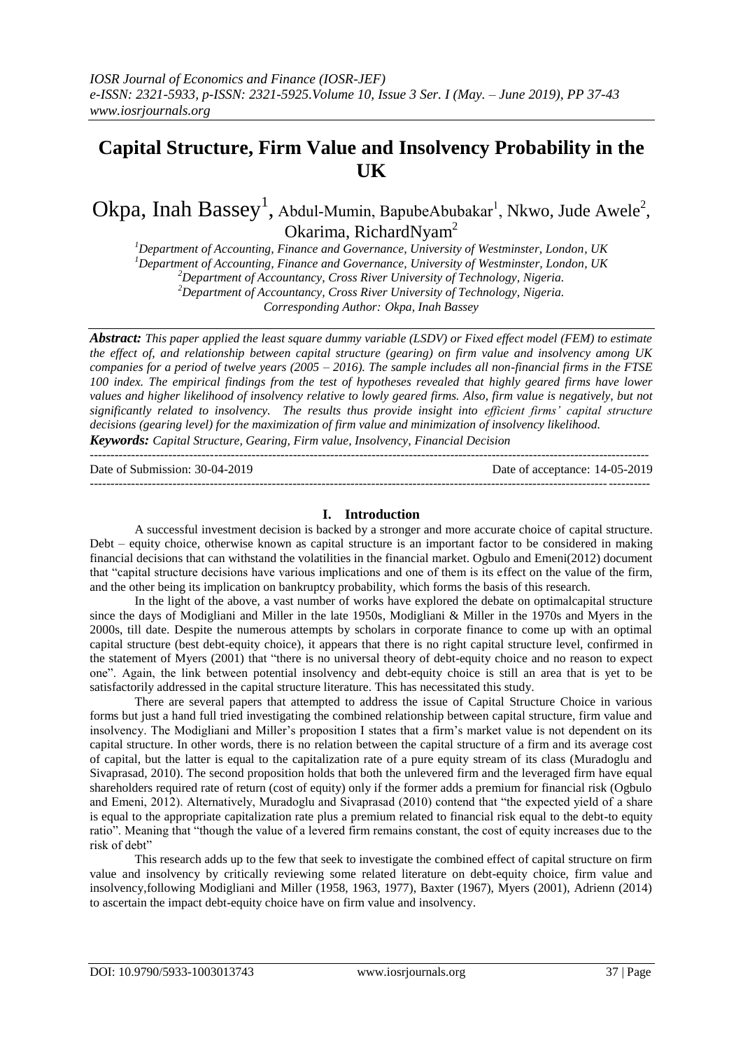# Capital Structure, Firm Value and Insolvency Probability in the UK

Okpa, Inah Bassey[1], Abdul-Mumin, BapubeAbubakar[1], Nkwo, Jude Awele[2], Okarima, RichardNyam[2]

[1]Department of Accounting, Finance and Governance, University of Westminster, London, UK
[1]Department of Accounting, Finance and Governance, University of Westminster, London, UK
[2]Department of Accountancy, Cross River University of Technology, Nigeria.
[2]Department of Accountancy, Cross River University of Technology, Nigeria.
*Corresponding Author: Okpa, Inah Bassey*

***Abstract:*** *This paper applied the least square dummy variable (LSDV) or Fixed effect model (FEM) to estimate the effect of, and relationship between capital structure (gearing) on firm value and insolvency among UK companies for a period of twelve years (2005 – 2016). The sample includes all non-financial firms in the FTSE 100 index. The empirical findings from the test of hypotheses revealed that highly geared firms have lower values and higher likelihood of insolvency relative to lowly geared firms. Also, firm value is negatively, but not significantly related to insolvency. The results thus provide insight into efficient firms' capital structure decisions (gearing level) for the maximization of firm value and minimization of insolvency likelihood.*

***Keywords:*** *Capital Structure, Gearing, Firm value, Insolvency, Financial Decision*

---

Date of Submission: 30-04-2019 Date of acceptance: 14-05-2019

---

## I. Introduction

A successful investment decision is backed by a stronger and more accurate choice of capital structure. Debt – equity choice, otherwise known as capital structure is an important factor to be considered in making financial decisions that can withstand the volatilities in the financial market. Ogbulo and Emeni(2012) document that "capital structure decisions have various implications and one of them is its effect on the value of the firm, and the other being its implication on bankruptcy probability, which forms the basis of this research.

In the light of the above, a vast number of works have explored the debate on optimalcapital structure since the days of Modigliani and Miller in the late 1950s, Modigliani & Miller in the 1970s and Myers in the 2000s, till date. Despite the numerous attempts by scholars in corporate finance to come up with an optimal capital structure (best debt-equity choice), it appears that there is no right capital structure level, confirmed in the statement of Myers (2001) that "there is no universal theory of debt-equity choice and no reason to expect one". Again, the link between potential insolvency and debt-equity choice is still an area that is yet to be satisfactorily addressed in the capital structure literature. This has necessitated this study.

There are several papers that attempted to address the issue of Capital Structure Choice in various forms but just a hand full tried investigating the combined relationship between capital structure, firm value and insolvency. The Modigliani and Miller's proposition I states that a firm's market value is not dependent on its capital structure. In other words, there is no relation between the capital structure of a firm and its average cost of capital, but the latter is equal to the capitalization rate of a pure equity stream of its class (Muradoglu and Sivaprasad, 2010). The second proposition holds that both the unlevered firm and the leveraged firm have equal shareholders required rate of return (cost of equity) only if the former adds a premium for financial risk (Ogbulo and Emeni, 2012). Alternatively, Muradoglu and Sivaprasad (2010) contend that "the expected yield of a share is equal to the appropriate capitalization rate plus a premium related to financial risk equal to the debt-to equity ratio". Meaning that "though the value of a levered firm remains constant, the cost of equity increases due to the risk of debt"

This research adds up to the few that seek to investigate the combined effect of capital structure on firm value and insolvency by critically reviewing some related literature on debt-equity choice, firm value and insolvency,following Modigliani and Miller (1958, 1963, 1977), Baxter (1967), Myers (2001), Adrienn (2014) to ascertain the impact debt-equity choice have on firm value and insolvency.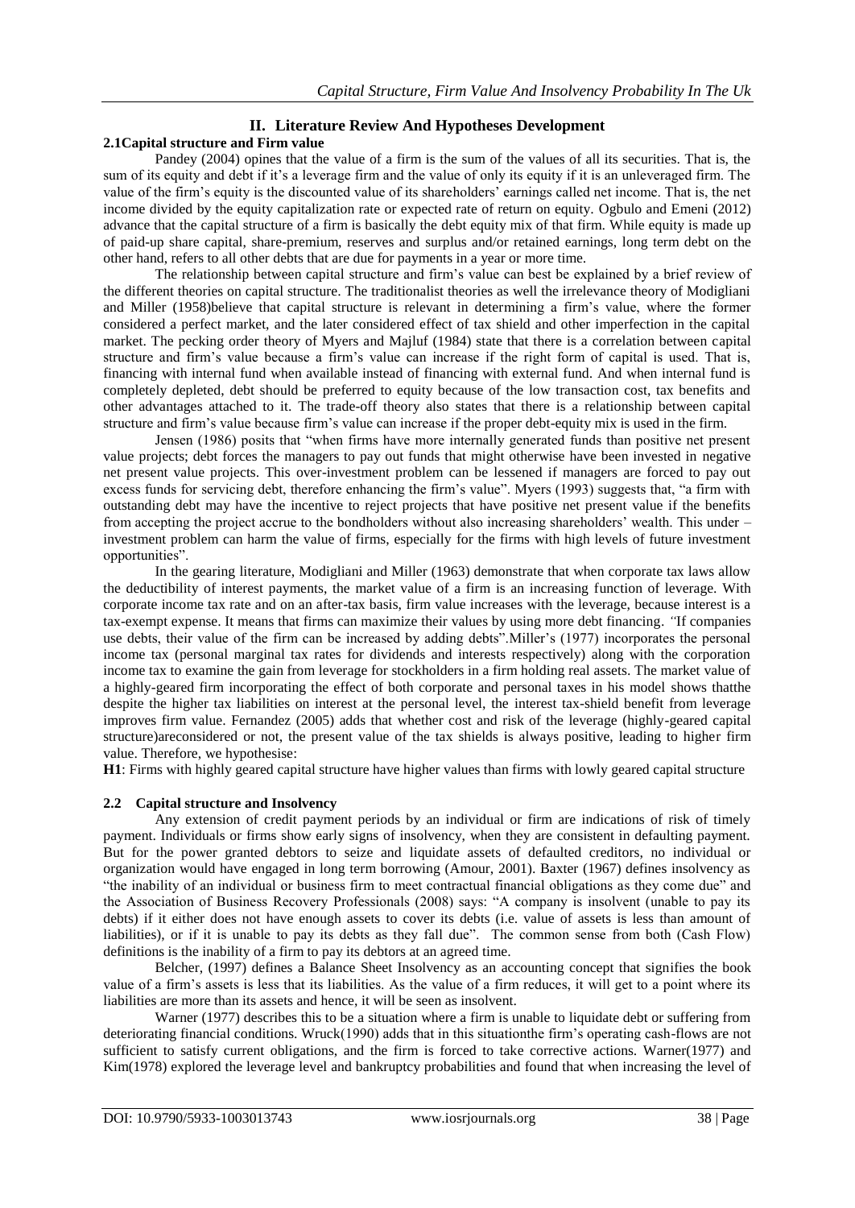## II. Literature Review And Hypotheses Development

### 2.1Capital structure and Firm value

Pandey (2004) opines that the value of a firm is the sum of the values of all its securities. That is, the sum of its equity and debt if it's a leverage firm and the value of only its equity if it is an unleveraged firm. The value of the firm's equity is the discounted value of its shareholders' earnings called net income. That is, the net income divided by the equity capitalization rate or expected rate of return on equity. Ogbulo and Emeni (2012) advance that the capital structure of a firm is basically the debt equity mix of that firm. While equity is made up of paid-up share capital, share-premium, reserves and surplus and/or retained earnings, long term debt on the other hand, refers to all other debts that are due for payments in a year or more time.

The relationship between capital structure and firm's value can best be explained by a brief review of the different theories on capital structure. The traditionalist theories as well the irrelevance theory of Modigliani and Miller (1958)believe that capital structure is relevant in determining a firm's value, where the former considered a perfect market, and the later considered effect of tax shield and other imperfection in the capital market. The pecking order theory of Myers and Majluf (1984) state that there is a correlation between capital structure and firm's value because a firm's value can increase if the right form of capital is used. That is, financing with internal fund when available instead of financing with external fund. And when internal fund is completely depleted, debt should be preferred to equity because of the low transaction cost, tax benefits and other advantages attached to it. The trade-off theory also states that there is a relationship between capital structure and firm's value because firm's value can increase if the proper debt-equity mix is used in the firm.

Jensen (1986) posits that "when firms have more internally generated funds than positive net present value projects; debt forces the managers to pay out funds that might otherwise have been invested in negative net present value projects. This over-investment problem can be lessened if managers are forced to pay out excess funds for servicing debt, therefore enhancing the firm's value". Myers (1993) suggests that, "a firm with outstanding debt may have the incentive to reject projects that have positive net present value if the benefits from accepting the project accrue to the bondholders without also increasing shareholders' wealth. This under – investment problem can harm the value of firms, especially for the firms with high levels of future investment opportunities".

In the gearing literature, Modigliani and Miller (1963) demonstrate that when corporate tax laws allow the deductibility of interest payments, the market value of a firm is an increasing function of leverage. With corporate income tax rate and on an after-tax basis, firm value increases with the leverage, because interest is a tax-exempt expense. It means that firms can maximize their values by using more debt financing. *"*If companies use debts, their value of the firm can be increased by adding debts".Miller's (1977) incorporates the personal income tax (personal marginal tax rates for dividends and interests respectively) along with the corporation income tax to examine the gain from leverage for stockholders in a firm holding real assets. The market value of a highly-geared firm incorporating the effect of both corporate and personal taxes in his model shows thatthe despite the higher tax liabilities on interest at the personal level, the interest tax-shield benefit from leverage improves firm value. Fernandez (2005) adds that whether cost and risk of the leverage (highly-geared capital structure)areconsidered or not, the present value of the tax shields is always positive, leading to higher firm value. Therefore, we hypothesise:

**H1**: Firms with highly geared capital structure have higher values than firms with lowly geared capital structure

### 2.2 Capital structure and Insolvency

Any extension of credit payment periods by an individual or firm are indications of risk of timely payment. Individuals or firms show early signs of insolvency, when they are consistent in defaulting payment. But for the power granted debtors to seize and liquidate assets of defaulted creditors, no individual or organization would have engaged in long term borrowing (Amour, 2001). Baxter (1967) defines insolvency as "the inability of an individual or business firm to meet contractual financial obligations as they come due" and the Association of Business Recovery Professionals (2008) says: "A company is insolvent (unable to pay its debts) if it either does not have enough assets to cover its debts (i.e. value of assets is less than amount of liabilities), or if it is unable to pay its debts as they fall due". The common sense from both (Cash Flow) definitions is the inability of a firm to pay its debtors at an agreed time.

Belcher, (1997) defines a Balance Sheet Insolvency as an accounting concept that signifies the book value of a firm's assets is less that its liabilities. As the value of a firm reduces, it will get to a point where its liabilities are more than its assets and hence, it will be seen as insolvent.

Warner (1977) describes this to be a situation where a firm is unable to liquidate debt or suffering from deteriorating financial conditions. Wruck(1990) adds that in this situationthe firm's operating cash-flows are not sufficient to satisfy current obligations, and the firm is forced to take corrective actions. Warner(1977) and Kim(1978) explored the leverage level and bankruptcy probabilities and found that when increasing the level of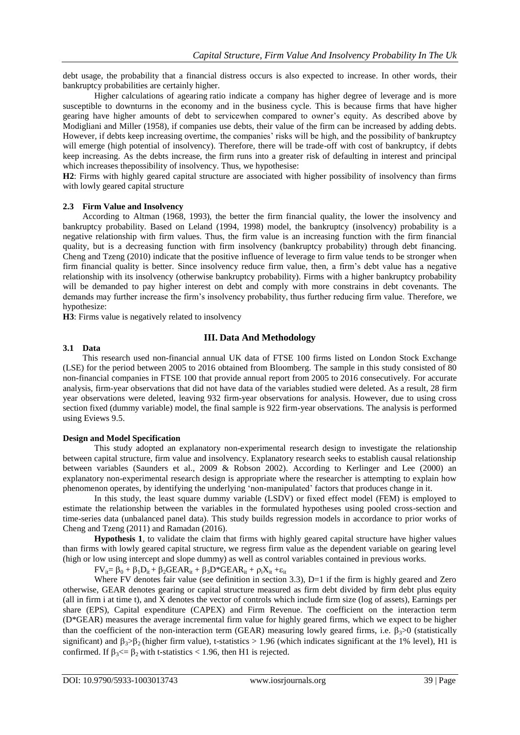debt usage, the probability that a financial distress occurs is also expected to increase. In other words, their bankruptcy probabilities are certainly higher.

Higher calculations of agearing ratio indicate a company has higher degree of leverage and is more susceptible to downturns in the economy and in the business cycle. This is because firms that have higher gearing have higher amounts of debt to servicewhen compared to owner's equity. As described above by Modigliani and Miller (1958), if companies use debts, their value of the firm can be increased by adding debts. However, if debts keep increasing overtime, the companies' risks will be high, and the possibility of bankruptcy will emerge (high potential of insolvency). Therefore, there will be trade-off with cost of bankruptcy, if debts keep increasing. As the debts increase, the firm runs into a greater risk of defaulting in interest and principal which increases thepossibility of insolvency. Thus, we hypothesise:

**H2**: Firms with highly geared capital structure are associated with higher possibility of insolvency than firms with lowly geared capital structure

### 2.3 Firm Value and Insolvency

According to Altman (1968, 1993), the better the firm financial quality, the lower the insolvency and bankruptcy probability. Based on Leland (1994, 1998) model, the bankruptcy (insolvency) probability is a negative relationship with firm values. Thus, the firm value is an increasing function with the firm financial quality, but is a decreasing function with firm insolvency (bankruptcy probability) through debt financing. Cheng and Tzeng (2010) indicate that the positive influence of leverage to firm value tends to be stronger when firm financial quality is better. Since insolvency reduce firm value, then, a firm's debt value has a negative relationship with its insolvency (otherwise bankruptcy probability). Firms with a higher bankruptcy probability will be demanded to pay higher interest on debt and comply with more constrains in debt covenants. The demands may further increase the firm's insolvency probability, thus further reducing firm value. Therefore, we hypothesize:

**H3**: Firms value is negatively related to insolvency

## III. Data And Methodology

### 3.1 Data

This research used non-financial annual UK data of FTSE 100 firms listed on London Stock Exchange (LSE) for the period between 2005 to 2016 obtained from Bloomberg. The sample in this study consisted of 80 non-financial companies in FTSE 100 that provide annual report from 2005 to 2016 consecutively. For accurate analysis, firm-year observations that did not have data of the variables studied were deleted. As a result, 28 firm year observations were deleted, leaving 932 firm-year observations for analysis. However, due to using cross section fixed (dummy variable) model, the final sample is 922 firm-year observations. The analysis is performed using Eviews 9.5.

### Design and Model Specification

This study adopted an explanatory non-experimental research design to investigate the relationship between capital structure, firm value and insolvency. Explanatory research seeks to establish causal relationship between variables (Saunders et al., 2009 & Robson 2002). According to Kerlinger and Lee (2000) an explanatory non-experimental research design is appropriate where the researcher is attempting to explain how phenomenon operates, by identifying the underlying 'non-manipulated' factors that produces change in it.

In this study, the least square dummy variable (LSDV) or fixed effect model (FEM) is employed to estimate the relationship between the variables in the formulated hypotheses using pooled cross-section and time-series data (unbalanced panel data). This study builds regression models in accordance to prior works of Cheng and Tzeng (2011) and Ramadan (2016).

**Hypothesis 1**, to validate the claim that firms with highly geared capital structure have higher values than firms with lowly geared capital structure, we regress firm value as the dependent variable on gearing level (high or low using intercept and slope dummy) as well as control variables contained in previous works.

$$FV_{it} = \beta_0 + \beta_1 D_{it} + \beta_2 GEAR_{it} + \beta_3 D{*}GEAR_{it} + \rho_i X_{it} + \varepsilon_{it}$$

Where FV denotes fair value (see definition in section 3.3), D=1 if the firm is highly geared and Zero otherwise, GEAR denotes gearing or capital structure measured as firm debt divided by firm debt plus equity (all in firm i at time t), and X denotes the vector of controls which include firm size (log of assets), Earnings per share (EPS), Capital expenditure (CAPEX) and Firm Revenue. The coefficient on the interaction term (D*GEAR) measures the average incremental firm value for highly geared firms, which we expect to be higher than the coefficient of the non-interaction term (GEAR) measuring lowly geared firms, i.e. $\beta_3 > 0$ (statistically significant) and $\beta_3 > \beta_2$ (higher firm value), t-statistics > 1.96 (which indicates significant at the 1% level), H1 is confirmed. If $\beta_3 <= \beta_2$ with t-statistics < 1.96, then H1 is rejected.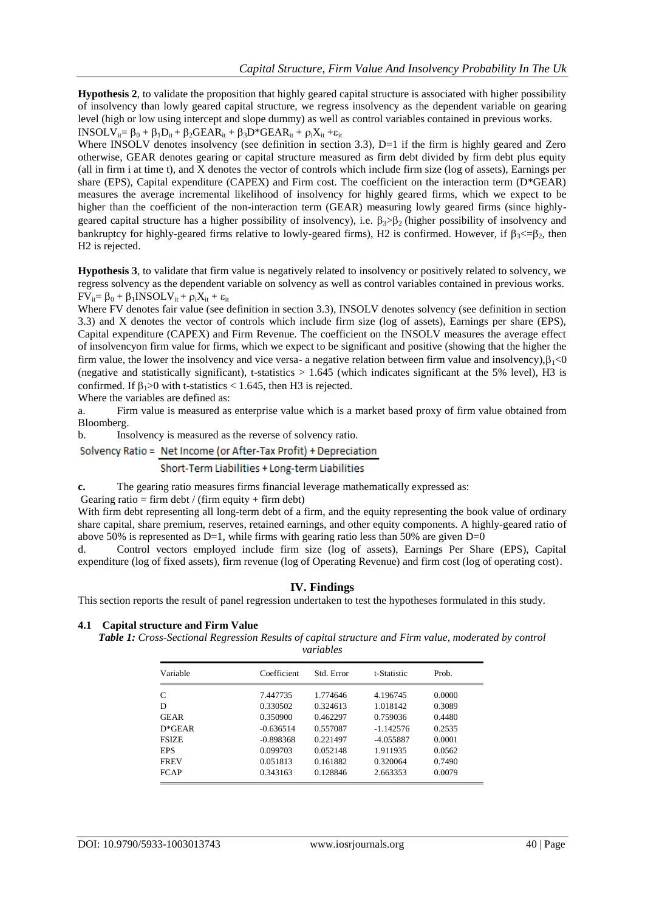**Hypothesis 2**, to validate the proposition that highly geared capital structure is associated with higher possibility of insolvency than lowly geared capital structure, we regress insolvency as the dependent variable on gearing level (high or low using intercept and slope dummy) as well as control variables contained in previous works.

$INSOLV_{it} = \beta_0 + \beta_1 D_{it} + \beta_2 GEAR_{it} + \beta_3 D^*GEAR_{it} + \rho_i X_{it} + \varepsilon_{it}$

Where INSOLV denotes insolvency (see definition in section 3.3), D=1 if the firm is highly geared and Zero otherwise, GEAR denotes gearing or capital structure measured as firm debt divided by firm debt plus equity (all in firm i at time t), and X denotes the vector of controls which include firm size (log of assets), Earnings per share (EPS), Capital expenditure (CAPEX) and Firm cost. The coefficient on the interaction term (D*GEAR) measures the average incremental likelihood of insolvency for highly geared firms, which we expect to be higher than the coefficient of the non-interaction term (GEAR) measuring lowly geared firms (since highly-geared capital structure has a higher possibility of insolvency), i.e. $\beta_3 > \beta_2$ (higher possibility of insolvency and bankruptcy for highly-geared firms relative to lowly-geared firms), H2 is confirmed. However, if $\beta_3 <= \beta_2$, then H2 is rejected.

**Hypothesis 3**, to validate that firm value is negatively related to insolvency or positively related to solvency, we regress solvency as the dependent variable on solvency as well as control variables contained in previous works.

$FV_{it} = \beta_0 + \beta_1 INSOLV_{it} + \rho_i X_{it} + \varepsilon_{it}$

Where FV denotes fair value (see definition in section 3.3), INSOLV denotes solvency (see definition in section 3.3) and X denotes the vector of controls which include firm size (log of assets), Earnings per share (EPS), Capital expenditure (CAPEX) and Firm Revenue. The coefficient on the INSOLV measures the average effect of insolvencyon firm value for firms, which we expect to be significant and positive (showing that the higher the firm value, the lower the insolvency and vice versa- a negative relation between firm value and insolvency),$\beta_1 < 0$ (negative and statistically significant), t-statistics > 1.645 (which indicates significant at the 5% level), H3 is confirmed. If $\beta_1 > 0$ with t-statistics < 1.645, then H3 is rejected.

Where the variables are defined as:

a. Firm value is measured as enterprise value which is a market based proxy of firm value obtained from Bloomberg.

b. Insolvency is measured as the reverse of solvency ratio.

$$\text{Solvency Ratio} = \frac{\text{Net Income (or After-Tax Profit)} + \text{Depreciation}}{\text{Short-Term Liabilities} + \text{Long-term Liabilities}}$$

**c.** The gearing ratio measures firms financial leverage mathematically expressed as:

Gearing ratio = firm debt / (firm equity + firm debt)

With firm debt representing all long-term debt of a firm, and the equity representing the book value of ordinary share capital, share premium, reserves, retained earnings, and other equity components. A highly-geared ratio of above 50% is represented as D=1, while firms with gearing ratio less than 50% are given D=0

d. Control vectors employed include firm size (log of assets), Earnings Per Share (EPS), Capital expenditure (log of fixed assets), firm revenue (log of Operating Revenue) and firm cost (log of operating cost).

## IV. Findings

This section reports the result of panel regression undertaken to test the hypotheses formulated in this study.

### 4.1 Capital structure and Firm Value

***Table 1:*** *Cross-Sectional Regression Results of capital structure and Firm value, moderated by control variables*

| Variable | Coefficient | Std. Error | t-Statistic | Prob. |
|---|---|---|---|---|
| C | 7.447735 | 1.774646 | 4.196745 | 0.0000 |
| D | 0.330502 | 0.324613 | 1.018142 | 0.3089 |
| GEAR | 0.350900 | 0.462297 | 0.759036 | 0.4480 |
| D*GEAR | -0.636514 | 0.557087 | -1.142576 | 0.2535 |
| FSIZE | -0.898368 | 0.221497 | -4.055887 | 0.0001 |
| EPS | 0.099703 | 0.052148 | 1.911935 | 0.0562 |
| FREV | 0.051813 | 0.161882 | 0.320064 | 0.7490 |
| FCAP | 0.343163 | 0.128846 | 2.663353 | 0.0079 |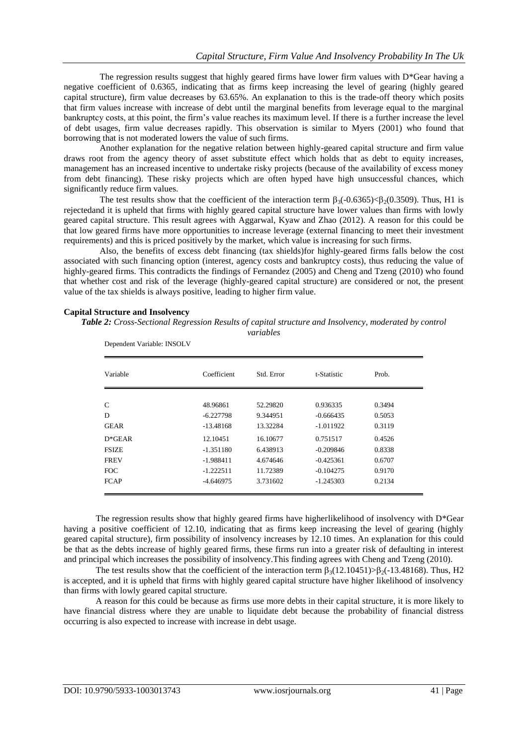The regression results suggest that highly geared firms have lower firm values with D*Gear having a negative coefficient of 0.6365, indicating that as firms keep increasing the level of gearing (highly geared capital structure), firm value decreases by 63.65%. An explanation to this is the trade-off theory which posits that firm values increase with increase of debt until the marginal benefits from leverage equal to the marginal bankruptcy costs, at this point, the firm's value reaches its maximum level. If there is a further increase the level of debt usages, firm value decreases rapidly. This observation is similar to Myers (2001) who found that borrowing that is not moderated lowers the value of such firms.

Another explanation for the negative relation between highly-geared capital structure and firm value draws root from the agency theory of asset substitute effect which holds that as debt to equity increases, management has an increased incentive to undertake risky projects (because of the availability of excess money from debt financing). These risky projects which are often hyped have high unsuccessful chances, which significantly reduce firm values.

The test results show that the coefficient of the interaction term $\beta_3(-0.6365)<\beta_2(0.3509)$. Thus, H1 is rejectedand it is upheld that firms with highly geared capital structure have lower values than firms with lowly geared capital structure. This result agrees with Aggarwal, Kyaw and Zhao (2012). A reason for this could be that low geared firms have more opportunities to increase leverage (external financing to meet their investment requirements) and this is priced positively by the market, which value is increasing for such firms.

Also, the benefits of excess debt financing (tax shields)for highly-geared firms falls below the cost associated with such financing option (interest, agency costs and bankruptcy costs), thus reducing the value of highly-geared firms. This contradicts the findings of Fernandez (2005) and Cheng and Tzeng (2010) who found that whether cost and risk of the leverage (highly-geared capital structure) are considered or not, the present value of the tax shields is always positive, leading to higher firm value.

**Capital Structure and Insolvency**

***Table 2:*** *Cross-Sectional Regression Results of capital structure and Insolvency, moderated by control variables*

Dependent Variable: INSOLV

| Variable | Coefficient | Std. Error | t-Statistic | Prob. |
|---|---|---|---|---|
| C | 48.96861 | 52.29820 | 0.936335 | 0.3494 |
| D | -6.227798 | 9.344951 | -0.666435 | 0.5053 |
| GEAR | -13.48168 | 13.32284 | -1.011922 | 0.3119 |
| D*GEAR | 12.10451 | 16.10677 | 0.751517 | 0.4526 |
| FSIZE | -1.351180 | 6.438913 | -0.209846 | 0.8338 |
| FREV | -1.988411 | 4.674646 | -0.425361 | 0.6707 |
| FOC | -1.222511 | 11.72389 | -0.104275 | 0.9170 |
| FCAP | -4.646975 | 3.731602 | -1.245303 | 0.2134 |

The regression results show that highly geared firms have higherlikelihood of insolvency with D*Gear having a positive coefficient of 12.10, indicating that as firms keep increasing the level of gearing (highly geared capital structure), firm possibility of insolvency increases by 12.10 times. An explanation for this could be that as the debts increase of highly geared firms, these firms run into a greater risk of defaulting in interest and principal which increases the possibility of insolvency.This finding agrees with Cheng and Tzeng (2010).

The test results show that the coefficient of the interaction term $\beta_3(12.10451)>\beta_2(-13.48168)$. Thus, H2 is accepted, and it is upheld that firms with highly geared capital structure have higher likelihood of insolvency than firms with lowly geared capital structure.

A reason for this could be because as firms use more debts in their capital structure, it is more likely to have financial distress where they are unable to liquidate debt because the probability of financial distress occurring is also expected to increase with increase in debt usage.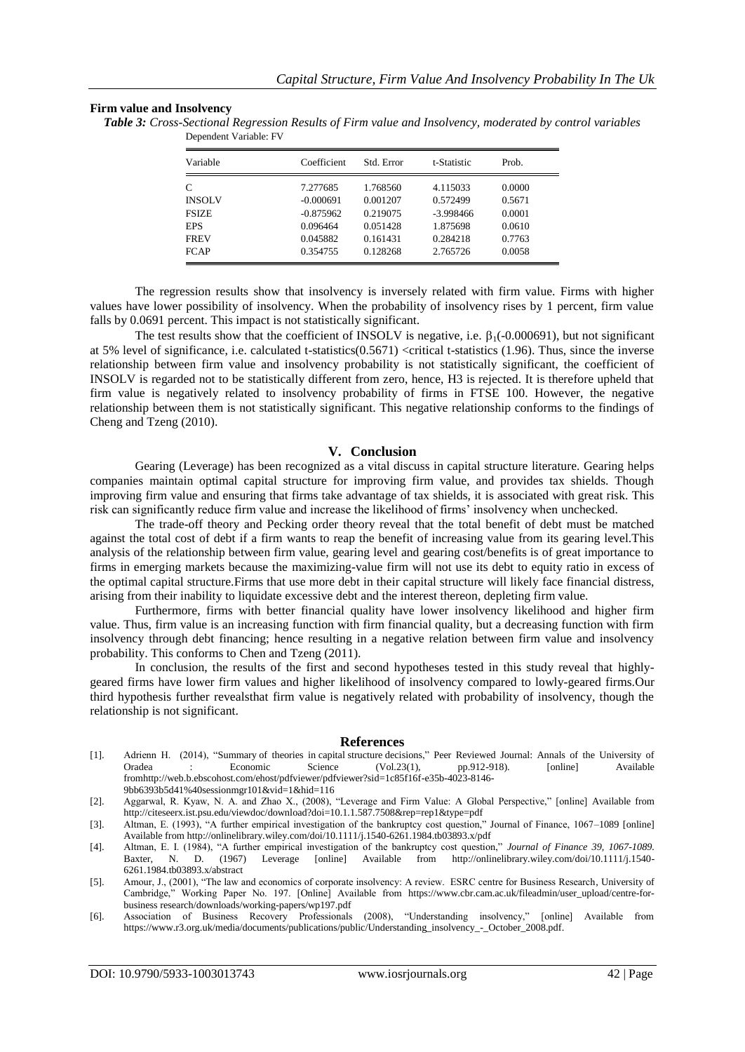**Firm value and Insolvency**

*Table 3: Cross-Sectional Regression Results of Firm value and Insolvency, moderated by control variables*

Dependent Variable: FV

| Variable | Coefficient | Std. Error | t-Statistic | Prob. |
|---|---|---|---|---|
| C | 7.277685 | 1.768560 | 4.115033 | 0.0000 |
| INSOLV | -0.000691 | 0.001207 | 0.572499 | 0.5671 |
| FSIZE | -0.875962 | 0.219075 | -3.998466 | 0.0001 |
| EPS | 0.096464 | 0.051428 | 1.875698 | 0.0610 |
| FREV | 0.045882 | 0.161431 | 0.284218 | 0.7763 |
| FCAP | 0.354755 | 0.128268 | 2.765726 | 0.0058 |

The regression results show that insolvency is inversely related with firm value. Firms with higher values have lower possibility of insolvency. When the probability of insolvency rises by 1 percent, firm value falls by 0.0691 percent. This impact is not statistically significant.

The test results show that the coefficient of INSOLV is negative, i.e. $\beta_1$(-0.000691), but not significant at 5% level of significance, i.e. calculated t-statistics(0.5671) <critical t-statistics (1.96). Thus, since the inverse relationship between firm value and insolvency probability is not statistically significant, the coefficient of INSOLV is regarded not to be statistically different from zero, hence, H3 is rejected. It is therefore upheld that firm value is negatively related to insolvency probability of firms in FTSE 100. However, the negative relationship between them is not statistically significant. This negative relationship conforms to the findings of Cheng and Tzeng (2010).

## V. Conclusion

Gearing (Leverage) has been recognized as a vital discuss in capital structure literature. Gearing helps companies maintain optimal capital structure for improving firm value, and provides tax shields. Though improving firm value and ensuring that firms take advantage of tax shields, it is associated with great risk. This risk can significantly reduce firm value and increase the likelihood of firms' insolvency when unchecked.

The trade-off theory and Pecking order theory reveal that the total benefit of debt must be matched against the total cost of debt if a firm wants to reap the benefit of increasing value from its gearing level.This analysis of the relationship between firm value, gearing level and gearing cost/benefits is of great importance to firms in emerging markets because the maximizing-value firm will not use its debt to equity ratio in excess of the optimal capital structure.Firms that use more debt in their capital structure will likely face financial distress, arising from their inability to liquidate excessive debt and the interest thereon, depleting firm value.

Furthermore, firms with better financial quality have lower insolvency likelihood and higher firm value. Thus, firm value is an increasing function with firm financial quality, but a decreasing function with firm insolvency through debt financing; hence resulting in a negative relation between firm value and insolvency probability. This conforms to Chen and Tzeng (2011).

In conclusion, the results of the first and second hypotheses tested in this study reveal that highly-geared firms have lower firm values and higher likelihood of insolvency compared to lowly-geared firms.Our third hypothesis further revealsthat firm value is negatively related with probability of insolvency, though the relationship is not significant.

## References

[1]. Adrienn H. (2014), "Summary of theories in capital structure decisions," Peer Reviewed Journal: Annals of the University of Oradea : Economic Science (Vol.23(1), pp.912-918). [online] Available fromhttp://web.b.ebscohost.com/ehost/pdfviewer/pdfviewer?sid=1c85f16f-e35b-4023-8146-9bb6393b5d41%40sessionmgr101&vid=1&hid=116

[2]. Aggarwal, R. Kyaw, N. A. and Zhao X., (2008), "Leverage and Firm Value: A Global Perspective," [online] Available from http://citeseerx.ist.psu.edu/viewdoc/download?doi=10.1.1.587.7508&rep=rep1&type=pdf

[3]. Altman, E. (1993), "A further empirical investigation of the bankruptcy cost question," Journal of Finance, 1067–1089 [online] Available from http://onlinelibrary.wiley.com/doi/10.1111/j.1540-6261.1984.tb03893.x/pdf

[4]. Altman, E. I. (1984), "A further empirical investigation of the bankruptcy cost question," *Journal of Finance 39, 1067-1089.* Baxter, N. D. (1967) Leverage [online] Available from http://onlinelibrary.wiley.com/doi/10.1111/j.1540-6261.1984.tb03893.x/abstract

[5]. Amour, J., (2001), "The law and economics of corporate insolvency: A review. ESRC centre for Business Research, University of Cambridge," Working Paper No. 197. [Online] Available from https://www.cbr.cam.ac.uk/fileadmin/user_upload/centre-for-business research/downloads/working-papers/wp197.pdf

[6]. Association of Business Recovery Professionals (2008), "Understanding insolvency," [online] Available from https://www.r3.org.uk/media/documents/publications/public/Understanding_insolvency_-_October_2008.pdf.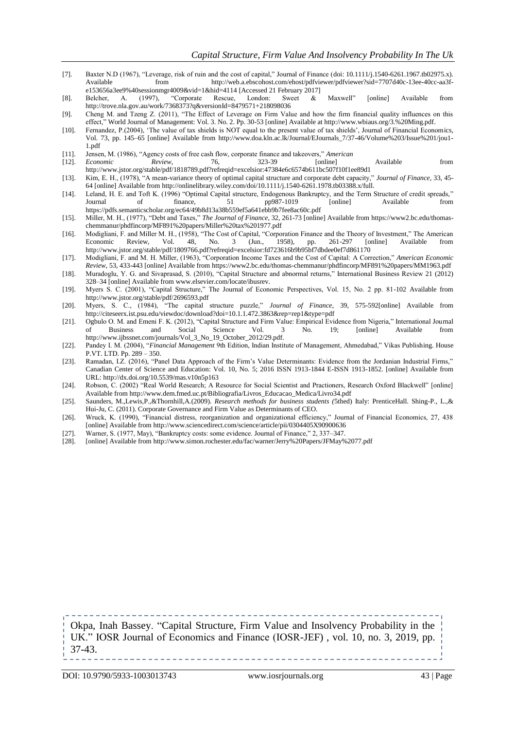[7]. Baxter N.D (1967), "Leverage, risk of ruin and the cost of capital," Journal of Finance (doi: 10.1111/j.1540-6261.1967.tb02975.x). Available from http://web.a.ebscohost.com/ehost/pdfviewer/pdfviewer?sid=7707d40c-13ee-40cc-aa3f-e153656a3ee9%40sessionmgr4009&vid=1&hid=4114 [Accessed 21 February 2017]

[8]. Belcher, A. (1997), "Corporate Rescue, London: Sweet & Maxwell" [online] Available from http://trove.nla.gov.au/work/7368373?q&versionId=8479571+218098036

[9]. Cheng M. and Tzeng Z. (2011), "The Effect of Leverage on Firm Value and how the firm financial quality influences on this effect," World Journal of Management: Vol. 3. No. 2. Pp. 30-53 [online] Available at http://www.wbiaus.org/3.%20Ming.pdf.

[10]. Fernandez, P.(2004), 'The value of tax shields is NOT equal to the present value of tax shields', Journal of Financial Economics, Vol. 73, pp. 145–65 [online] Available from http://www.doa.kln.ac.lk/Journal/EJournals_7/37-46/Volume%203/Issue%201/jou1-1.pdf

[11]. Jensen, M. (1986), "Agency costs of free cash flow, corporate finance and takeovers," *American*

[12]. *Economic Review*, 76, 323-39 [online] Available from http://www.jstor.org/stable/pdf/1818789.pdf?refreqid=excelsior:47384e6c6574b611bc507f10f1ee89d1

[13]. Kim, E. H., (1978), "A mean-variance theory of optimal capital structure and corporate debt capacity," *Journal of Finance*, 33, 45-64 [online] Available from http://onlinelibrary.wiley.com/doi/10.1111/j.1540-6261.1978.tb03388.x/full.

[14]. Leland, H. E. and Toft K. (1996) "Optimal Capital structure, Endogenous Bankruptcy, and the Term Structure of credit spreads," Journal of finance, 51 pp987-1019 [online] Available from https://pdfs.semanticscholar.org/ec64/49b8d13a38b559ef5a641ebb9b7fee8ac60c.pdf

[15]. Miller, M. H., (1977), "Debt and Taxes," *The Journal of Finance*, 32, 261-73 [online] Available from https://www2.bc.edu/thomas-chemmanur/phdfincorp/MF891%20papers/Miller%20tax%201977.pdf

[16]. Modigliani, F. and Miller M. H., (1958), "The Cost of Capital, "Corporation Finance and the Theory of Investment," The American Economic Review, Vol. 48, No. 3 (Jun., 1958), pp. 261-297 [online] Available from http://www.jstor.org/stable/pdf/1809766.pdf?refreqid=excelsior:fd723616b9b95bf7dbdee0ef7d861170

[17]. Modigliani, F. and M. H. Miller, (1963), "Corporation Income Taxes and the Cost of Capital: A Correction," *American Economic Review*, 53, 433-443 [online] Available from https://www2.bc.edu/thomas-chemmanur/phdfincorp/MF891%20papers/MM1963.pdf

[18]. Muradoglu, Y. G. and Sivaprasad, S. (2010), "Capital Structure and abnormal returns," International Business Review 21 (2012) 328–34 [online] Available from www.elsevier.com/locate/ibusrev.

[19]. Myers S. C. (2001), "Capital Structure," The Journal of Economic Perspectives, Vol. 15, No. 2 pp. 81-102 Available from http://www.jstor.org/stable/pdf/2696593.pdf

[20]. Myers, S. C., (1984), "The capital structure puzzle," *Journal of Finance*, 39, 575-592[online] Available from http://citeseerx.ist.psu.edu/viewdoc/download?doi=10.1.1.472.3863&rep=rep1&type=pdf

[21]. Ogbulo O. M. and Emeni F. K. (2012), "Capital Structure and Firm Value: Empirical Evidence from Nigeria," International Journal of Business and Social Science Vol. 3 No. 19; [online] Available from http://www.ijbssnet.com/journals/Vol_3_No_19_October_2012/29.pdf.

[22]. Pandey I. M. (2004), "*Financial Management* 9th Edition, Indian Institute of Management, Ahmedabad," Vikas Publishing. House P.VT. LTD. Pp. 289 – 350.

[23]. Ramadan, I.Z. (2016), "Panel Data Approach of the Firm's Value Determinants: Evidence from the Jordanian Industrial Firms," Canadian Center of Science and Education: Vol. 10, No. 5; 2016 ISSN 1913-1844 E-ISSN 1913-1852. [online] Available from URL: http://dx.doi.org/10.5539/mas.v10n5p163

[24]. Robson, C. (2002) "Real World Research; A Resource for Social Scientist and Practioners, Research Oxford Blackwell" [online] Available from http://www.dem.fmed.uc.pt/Bibliografia/Livros_Educacao_Medica/Livro34.pdf

[25]. Saunders, M.,Lewis,P.,&Thornhill,A.(2009). *Research methods for business students (*5thed) Italy: PrenticeHall. Shing-P., L.,& Hui-Ju, C. (2011). Corporate Governance and Firm Value as Determinants of CEO.

[26]. Wruck, K. (1990), "Financial distress, reorganization and organizational efficiency," Journal of Financial Economics, 27, 438 [online] Available from http://www.sciencedirect.com/science/article/pii/0304405X90900636

[27]. Warner, S. (1977, May), "Bankruptcy costs: some evidence. Journal of Finance," 2, 337–347.

[28]. [online] Available from http://www.simon.rochester.edu/fac/warner/Jerry%20Papers/JFMay%2077.pdf

Okpa, Inah Bassey. "Capital Structure, Firm Value and Insolvency Probability in the UK." IOSR Journal of Economics and Finance (IOSR-JEF) , vol. 10, no. 3, 2019, pp. 37-43.